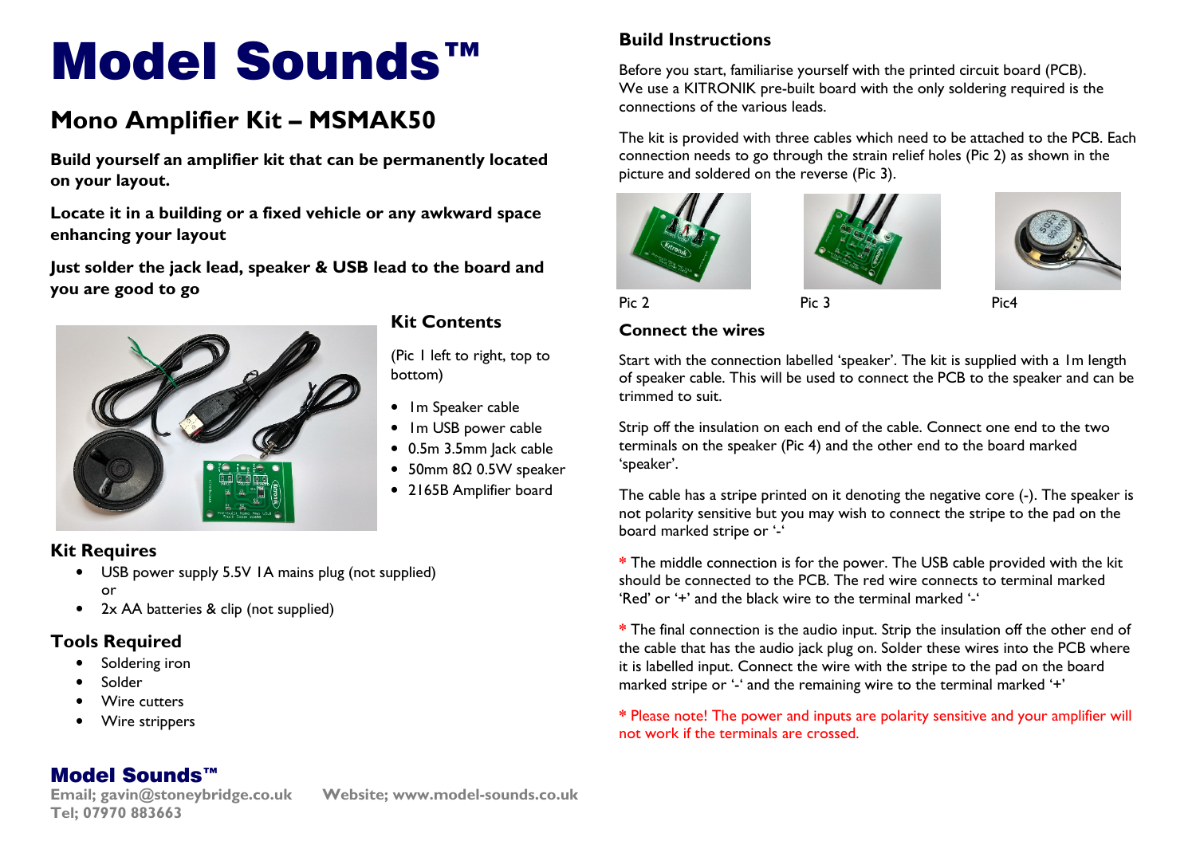# Model Sounds™

## Mono Amplifier Kit – MSMAK50

**Build yourself an amplifier kit that can be permanently located on your layout.**

**Locate it in a building or a fixed vehicle or any awkward space enhancing your layout**

**Just solder the jack lead, speaker & USB lead to the board and you are good to go**

### Kit Contents

(Pic 1 left to right, top to bottom)

- 1m Speaker cable
- 1m USB power cable
- 0.5m 3.5mm Jack cable
- 50mm 8Ω 0.5W speaker
- 2165B Amplifier board

### Kit Requires

- USB power supply 5.5V 1A mains plug (not supplied) or
- 2x AA batteries & clip (not supplied)

### Tools Required

- Soldering iron
- Solder
- Wire cutters
- Wire strippers

### Build Instructions

Before you start, familiarise yourself with the printed circuit board (PCB). We use a KITRONIK pre-built board with the only soldering required is the connections of the various leads.

The kit is provided with three cables which need to be attached to the PCB. Each connection needs to go through the strain relief holes (Pic 2) as shown in the picture and soldered on the reverse (Pic 3).

Pic 2

Pic 3

Pic4

### Connect the wires

Start with the connection labelled 'speaker'. The kit is supplied with a 1m length of speaker cable. This will be used to connect the PCB to the speaker and can be trimmed to suit.

Strip off the insulation on each end of the cable. Connect one end to the two terminals on the speaker (Pic 4) and the other end to the board marked 'speaker'.

The cable has a stripe printed on it denoting the negative core (-). The speaker is not polarity sensitive but you may wish to connect the stripe to the pad on the board marked stripe or '-'

* The middle connection is for the power. The USB cable provided with the kit should be connected to the PCB. The red wire connects to terminal marked 'Red' or '+' and the black wire to the terminal marked '-'

* The final connection is the audio input. Strip the insulation off the other end of the cable that has the audio jack plug on. Solder these wires into the PCB where it is labelled input. Connect the wire with the stripe to the pad on the board marked stripe or '-' and the remaining wire to the terminal marked '+'

* Please note! The power and inputs are polarity sensitive and your amplifier will not work if the terminals are crossed.

**Model Sounds™**

**Email; gavin@stoneybridge.co.uk** **Website; www.model-sounds.co.uk**

**Tel; 07970 883663**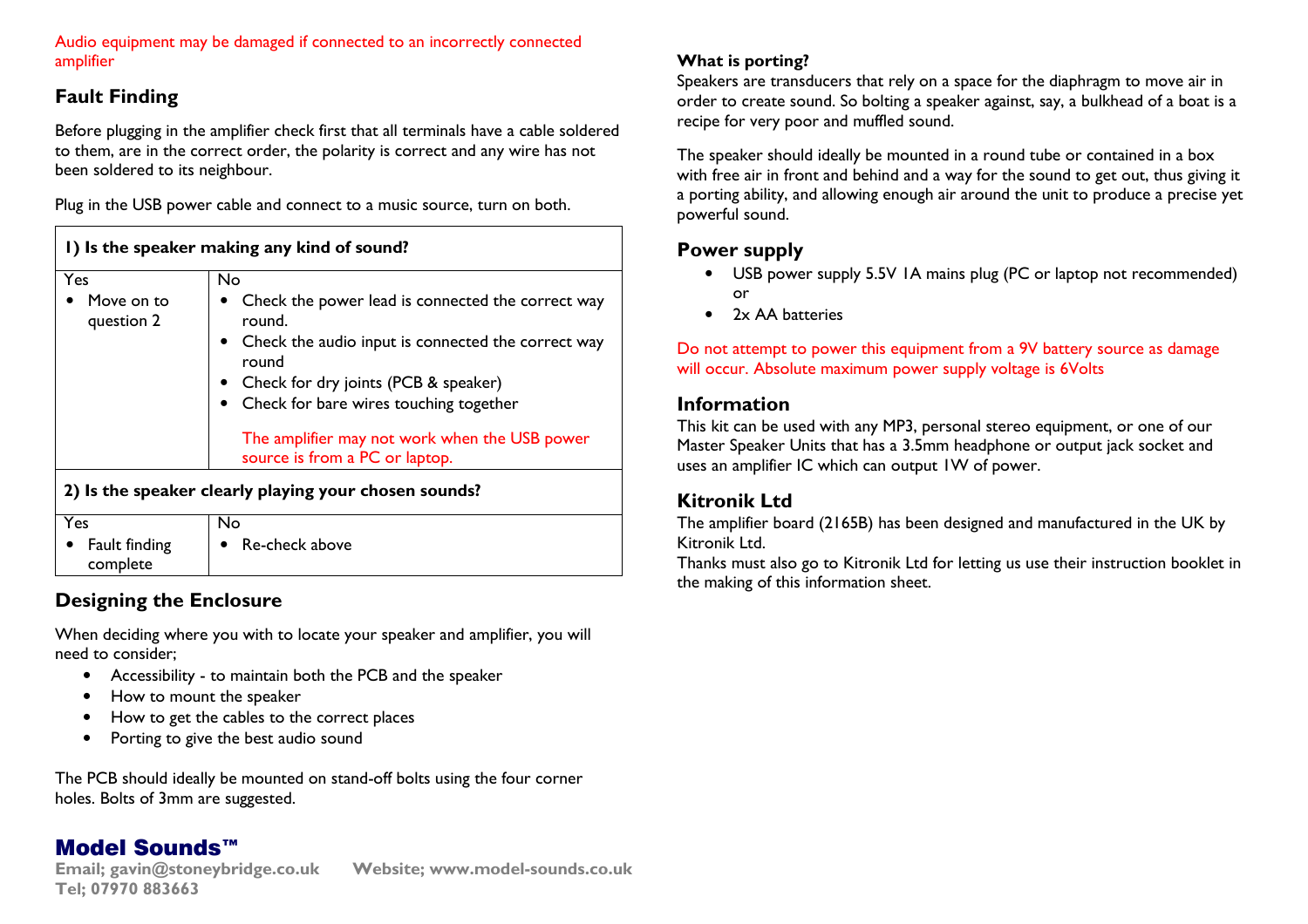Audio equipment may be damaged if connected to an incorrectly connected amplifier

## Fault Finding

Before plugging in the amplifier check first that all terminals have a cable soldered to them, are in the correct order, the polarity is correct and any wire has not been soldered to its neighbour.

Plug in the USB power cable and connect to a music source, turn on both.

| **1) Is the speaker making any kind of sound?** | |
|---|---|
| Yes<br>• Move on to question 2 | No<br>• Check the power lead is connected the correct way round.<br>• Check the audio input is connected the correct way round<br>• Check for dry joints (PCB & speaker)<br>• Check for bare wires touching together<br><br>The amplifier may not work when the USB power source is from a PC or laptop. |
| **2) Is the speaker clearly playing your chosen sounds?** | |
| Yes<br>• Fault finding complete | No<br>• Re-check above |

## Designing the Enclosure

When deciding where you with to locate your speaker and amplifier, you will need to consider;

- Accessibility - to maintain both the PCB and the speaker
- How to mount the speaker
- How to get the cables to the correct places
- Porting to give the best audio sound

The PCB should ideally be mounted on stand-off bolts using the four corner holes. Bolts of 3mm are suggested.

**What is porting?**

Speakers are transducers that rely on a space for the diaphragm to move air in order to create sound. So bolting a speaker against, say, a bulkhead of a boat is a recipe for very poor and muffled sound.

The speaker should ideally be mounted in a round tube or contained in a box with free air in front and behind and a way for the sound to get out, thus giving it a porting ability, and allowing enough air around the unit to produce a precise yet powerful sound.

## Power supply

- USB power supply 5.5V 1A mains plug (PC or laptop not recommended) or
- 2x AA batteries

Do not attempt to power this equipment from a 9V battery source as damage will occur. Absolute maximum power supply voltage is 6Volts

## Information

This kit can be used with any MP3, personal stereo equipment, or one of our Master Speaker Units that has a 3.5mm headphone or output jack socket and uses an amplifier IC which can output 1W of power.

## Kitronik Ltd

The amplifier board (2165B) has been designed and manufactured in the UK by Kitronik Ltd.
Thanks must also go to Kitronik Ltd for letting us use their instruction booklet in the making of this information sheet.

**Model Sounds™**
**Email; gavin@stoneybridge.co.uk** **Website; www.model-sounds.co.uk**
**Tel; 07970 883663**